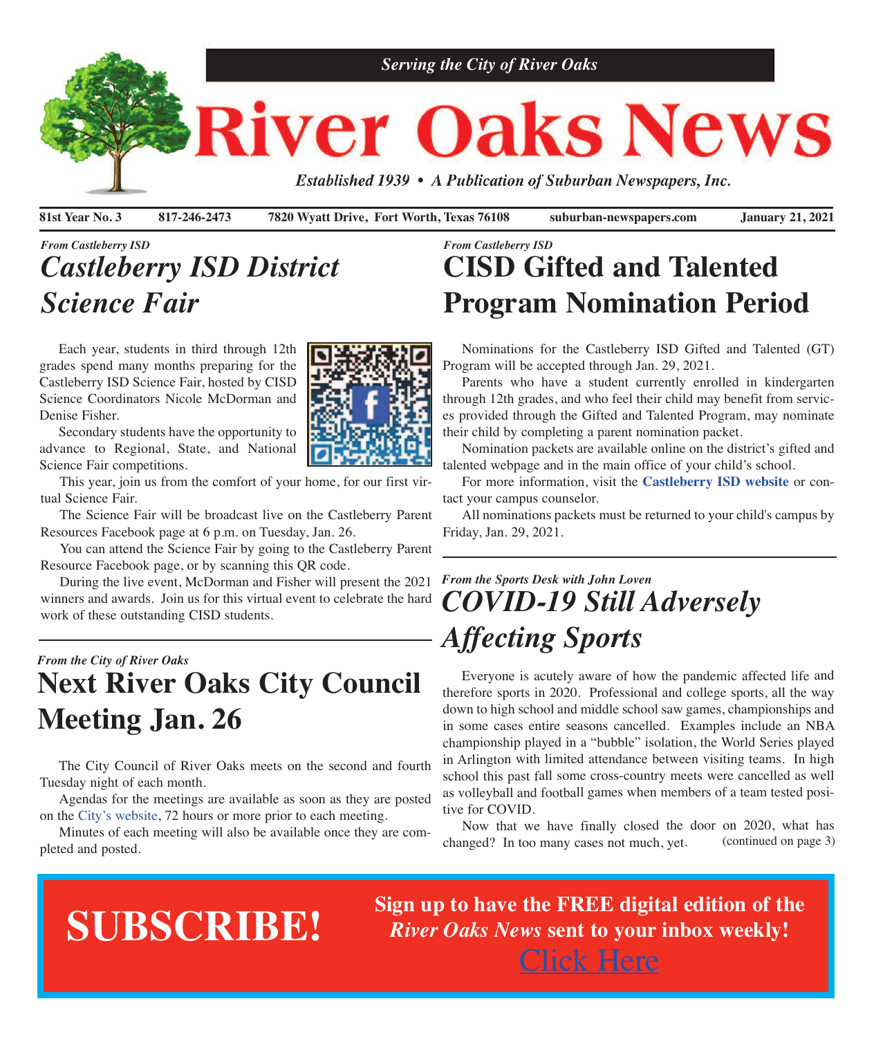*Serving the City of River Oaks*

# River Oaks News

*Established 1939 • A Publication of Suburban Newspapers, Inc.*

**81st Year No. 3** | **817-246-2473** | **7820 Wyatt Drive, Fort Worth, Texas 76108** | **suburban-newspapers.com** | **January 21, 2021**

*From Castleberry ISD*

## *Castleberry ISD District Science Fair*

Each year, students in third through 12th grades spend many months preparing for the Castleberry ISD Science Fair, hosted by CISD Science Coordinators Nicole McDorman and Denise Fisher.

Secondary students have the opportunity to advance to Regional, State, and National Science Fair competitions.

This year, join us from the comfort of your home, for our first virtual Science Fair.

The Science Fair will be broadcast live on the Castleberry Parent Resources Facebook page at 6 p.m. on Tuesday, Jan. 26.

You can attend the Science Fair by going to the Castleberry Parent Resource Facebook page, or by scanning this QR code.

During the live event, McDorman and Fisher will present the 2021 winners and awards. Join us for this virtual event to celebrate the hard work of these outstanding CISD students.

*From the City of River Oaks*

## Next River Oaks City Council Meeting Jan. 26

The City Council of River Oaks meets on the second and fourth Tuesday night of each month.

Agendas for the meetings are available as soon as they are posted on the City's website, 72 hours or more prior to each meeting.

Minutes of each meeting will also be available once they are completed and posted.

*From Castleberry ISD*

## CISD Gifted and Talented Program Nomination Period

Nominations for the Castleberry ISD Gifted and Talented (GT) Program will be accepted through Jan. 29, 2021.

Parents who have a student currently enrolled in kindergarten through 12th grades, and who feel their child may benefit from services provided through the Gifted and Talented Program, may nominate their child by completing a parent nomination packet.

Nomination packets are available online on the district's gifted and talented webpage and in the main office of your child's school.

For more information, visit the **Castleberry ISD website** or contact your campus counselor.

All nominations packets must be returned to your child's campus by Friday, Jan. 29, 2021.

*From the Sports Desk with John Loven*

## *COVID-19 Still Adversely Affecting Sports*

Everyone is acutely aware of how the pandemic affected life and therefore sports in 2020. Professional and college sports, all the way down to high school and middle school saw games, championships and in some cases entire seasons cancelled. Examples include an NBA championship played in a "bubble" isolation, the World Series played in Arlington with limited attendance between visiting teams. In high school this past fall some cross-country meets were cancelled as well as volleyball and football games when members of a team tested positive for COVID.

Now that we have finally closed the door on 2020, what has changed? In too many cases not much, yet. (continued on page 3)

# SUBSCRIBE!

**Sign up to have the FREE digital edition of the *River Oaks News* sent to your inbox weekly!**

Click Here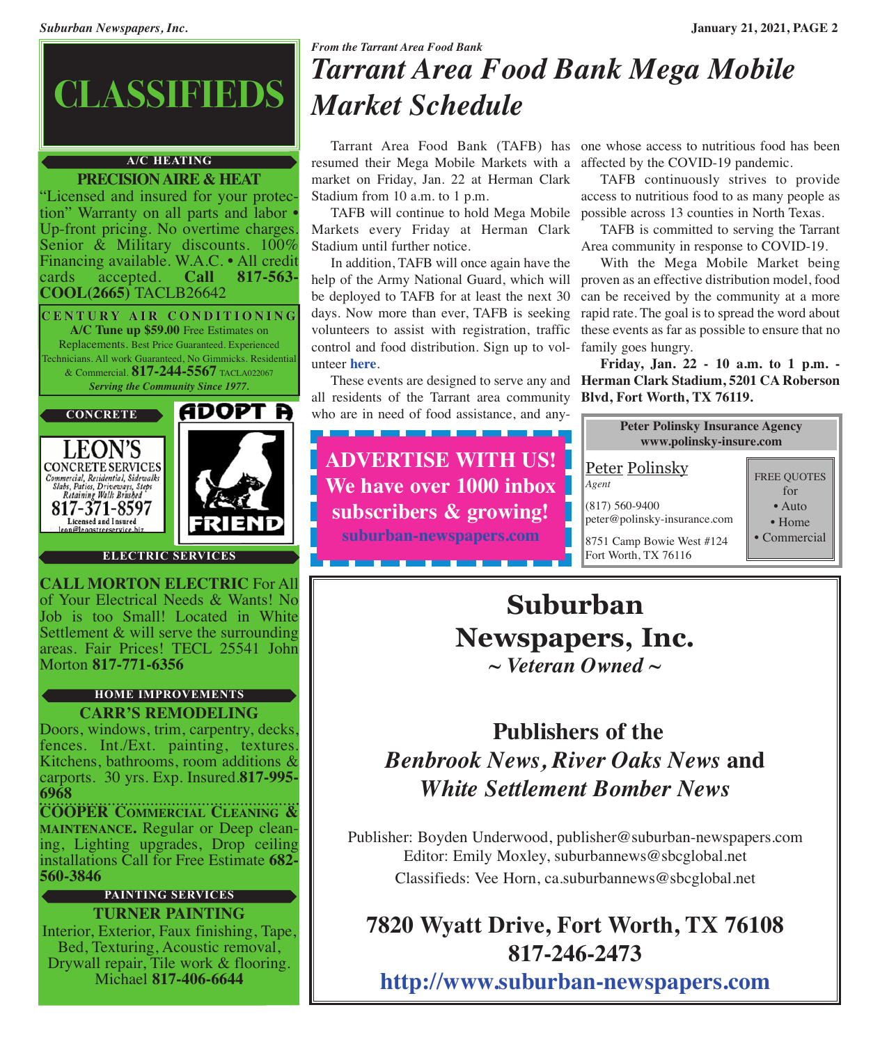# CLASSIFIEDS

**A/C HEATING**

**PRECISION AIRE & HEAT**
"Licensed and insured for your protection" Warranty on all parts and labor • Up-front pricing. No overtime charges. Senior & Military discounts. 100% Financing available. W.A.C. • All credit cards accepted. **Call 817-563-COOL(2665)** TACLB26642

**CENTURY AIR CONDITIONING**
**A/C Tune up $59.00** Free Estimates on Replacements. Best Price Guaranteed. Experienced Technicians. All work Guaranteed, No Gimmicks. Residential & Commercial. **817-244-5567** TACLA022067
***Serving the Community Since 1977.***

**CONCRETE**

**LEON'S CONCRETE SERVICES**
Commercial, Residential, Sidewalks Slabs, Patios, Driveways, Steps Retaining Walls Brushed
817-371-8597
Licensed and Insured
leon@leonstreeservice.biz

ADOPT A FRIEND

**ELECTRIC SERVICES**

**CALL MORTON ELECTRIC** For All of Your Electrical Needs & Wants! No Job is too Small! Located in White Settlement & will serve the surrounding areas. Fair Prices! TECL 25541 John Morton **817-771-6356**

**HOME IMPROVEMENTS**

**CARR'S REMODELING**
Doors, windows, trim, carpentry, decks, fences. Int./Ext. painting, textures. Kitchens, bathrooms, room additions & carports. 30 yrs. Exp. Insured.**817-995-6968**

**COOPER COMMERCIAL CLEANING & MAINTENANCE.** Regular or Deep cleaning, Lighting upgrades, Drop ceiling installations Call for Free Estimate **682-560-3846**

**PAINTING SERVICES**

**TURNER PAINTING**
Interior, Exterior, Faux finishing, Tape, Bed, Texturing, Acoustic removal, Drywall repair, Tile work & flooring. Michael **817-406-6644**

*From the Tarrant Area Food Bank*

# *Tarrant Area Food Bank Mega Mobile Market Schedule*

Tarrant Area Food Bank (TAFB) has resumed their Mega Mobile Markets with a market on Friday, Jan. 22 at Herman Clark Stadium from 10 a.m. to 1 p.m.

TAFB will continue to hold Mega Mobile Markets every Friday at Herman Clark Stadium until further notice.

In addition, TAFB will once again have the help of the Army National Guard, which will be deployed to TAFB for at least the next 30 days. Now more than ever, TAFB is seeking volunteers to assist with registration, traffic control and food distribution. Sign up to volunteer **here**.

These events are designed to serve any and all residents of the Tarrant area community who are in need of food assistance, and anyone whose access to nutritious food has been affected by the COVID-19 pandemic.

TAFB continuously strives to provide access to nutritious food to as many people as possible across 13 counties in North Texas.

TAFB is committed to serving the Tarrant Area community in response to COVID-19.

With the Mega Mobile Market being proven as an effective distribution model, food can be received by the community at a more rapid rate. The goal is to spread the word about these events as far as possible to ensure that no family goes hungry.

**Friday, Jan. 22 - 10 a.m. to 1 p.m. - Herman Clark Stadium, 5201 CA Roberson Blvd, Fort Worth, TX 76119.**

**ADVERTISE WITH US! We have over 1000 inbox subscribers & growing!**
**suburban-newspapers.com**

**Peter Polinsky Insurance Agency**
**www.polinsky-insure.com**

Peter Polinsky
*Agent*
(817) 560-9400
peter@polinsky-insurance.com
8751 Camp Bowie West #124
Fort Worth, TX 76116

FREE QUOTES for
• Auto
• Home
• Commercial

## Suburban Newspapers, Inc.

***~ Veteran Owned ~***

**Publishers of the**
***Benbrook News, River Oaks News* and *White Settlement Bomber News***

Publisher: Boyden Underwood, publisher@suburban-newspapers.com
Editor: Emily Moxley, suburbannews@sbcglobal.net
Classifieds: Vee Horn, ca.suburbannews@sbcglobal.net

**7820 Wyatt Drive, Fort Worth, TX 76108**
**817-246-2473**
**http://www.suburban-newspapers.com**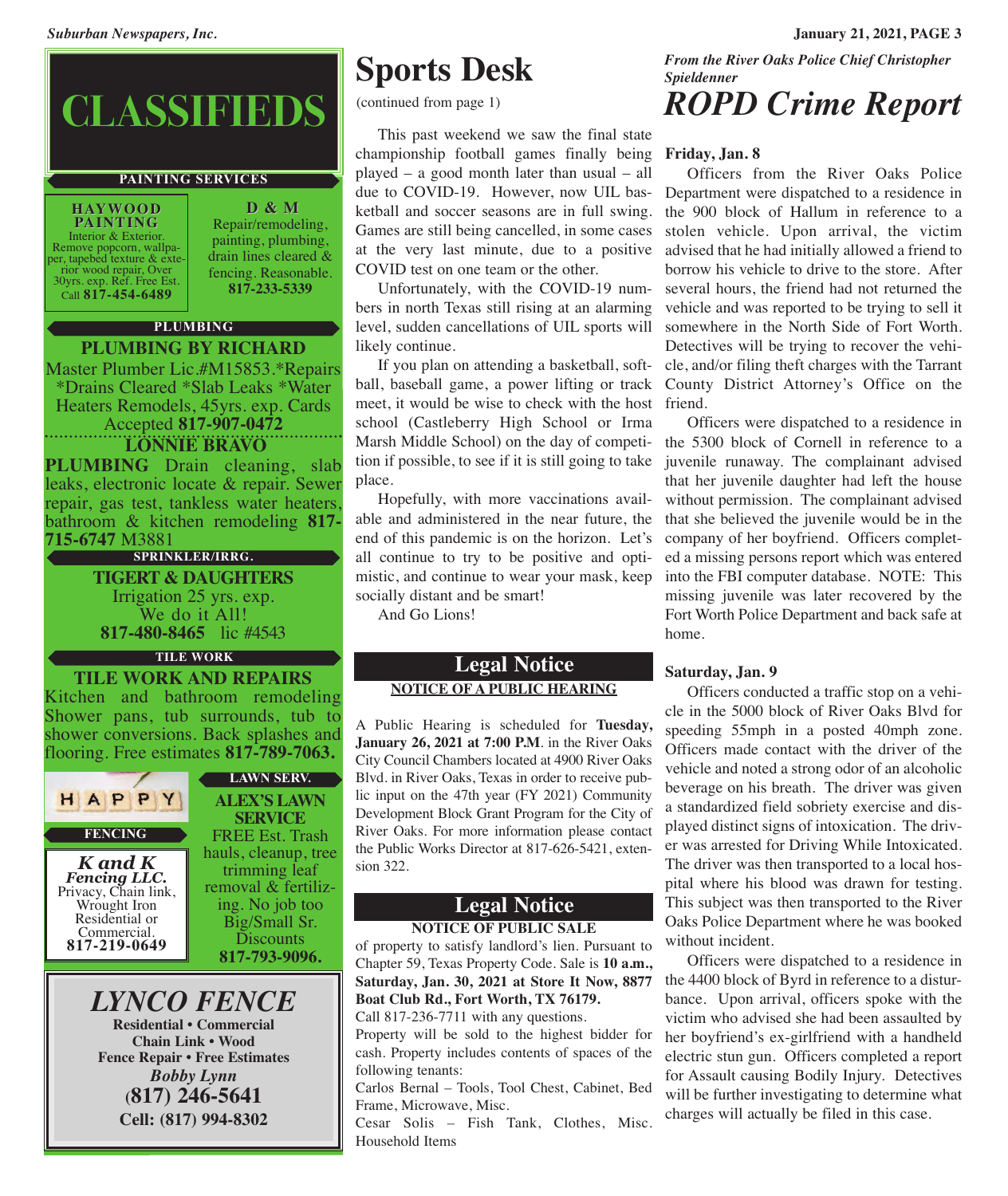# CLASSIFIEDS

## PAINTING SERVICES

**HAYWOOD PAINTING**
Interior & Exterior. Remove popcorn, wallpaper, tapebed texture & exterior wood repair, Over 30yrs. exp. Ref. Free Est. Call **817-454-6489**

**D & M**
Repair/remodeling, painting, plumbing, drain lines cleared & fencing. Reasonable. **817-233-5339**

## PLUMBING

**PLUMBING BY RICHARD**
Master Plumber Lic.#M15853.*Repairs *Drains Cleared *Slab Leaks *Water Heaters Remodels, 45yrs. exp. Cards Accepted **817-907-0472**

**LONNIE BRAVO PLUMBING** Drain cleaning, slab leaks, electronic locate & repair. Sewer repair, gas test, tankless water heaters, bathroom & kitchen remodeling **817-715-6747** M3881

## SPRINKLER/IRRG.

**TIGERT & DAUGHTERS**
Irrigation 25 yrs. exp.
We do it All!
**817-480-8465** lic #4543

## TILE WORK

**TILE WORK AND REPAIRS**
Kitchen and bathroom remodeling Shower pans, tub surrounds, tub to shower conversions. Back splashes and flooring. Free estimates **817-789-7063.**

HAPPY

## FENCING

***K and K Fencing LLC.***
Privacy, Chain link, Wrought Iron Residential or Commercial.
**817-219-0649**

## LAWN SERV.

**ALEX'S LAWN SERVICE**
FREE Est. Trash hauls, cleanup, tree trimming leaf removal & fertilizing. No job too Big/Small Sr. Discounts
**817-793-9096.**

***LYNCO FENCE***
**Residential • Commercial**
**Chain Link • Wood**
**Fence Repair • Free Estimates**
***Bobby Lynn***
**(817) 246-5641**
**Cell: (817) 994-8302**

# Sports Desk

(continued from page 1)

This past weekend we saw the final state championship football games finally being played – a good month later than usual – all due to COVID-19. However, now UIL basketball and soccer seasons are in full swing. Games are still being cancelled, in some cases at the very last minute, due to a positive COVID test on one team or the other.

Unfortunately, with the COVID-19 numbers in north Texas still rising at an alarming level, sudden cancellations of UIL sports will likely continue.

If you plan on attending a basketball, softball, baseball game, a power lifting or track meet, it would be wise to check with the host school (Castleberry High School or Irma Marsh Middle School) on the day of competition if possible, to see if it is still going to take place.

Hopefully, with more vaccinations available and administered in the near future, the end of this pandemic is on the horizon. Let's all continue to try to be positive and optimistic, and continue to wear your mask, keep socially distant and be smart!

And Go Lions!

## Legal Notice

**NOTICE OF A PUBLIC HEARING**

A Public Hearing is scheduled for **Tuesday, January 26, 2021 at 7:00 P.M**. in the River Oaks City Council Chambers located at 4900 River Oaks Blvd. in River Oaks, Texas in order to receive public input on the 47th year (FY 2021) Community Development Block Grant Program for the City of River Oaks. For more information please contact the Public Works Director at 817-626-5421, extension 322.

## Legal Notice

**NOTICE OF PUBLIC SALE**

of property to satisfy landlord's lien. Pursuant to Chapter 59, Texas Property Code. Sale is **10 a.m., Saturday, Jan. 30, 2021 at Store It Now, 8877 Boat Club Rd., Fort Worth, TX 76179.**

Call 817-236-7711 with any questions.

Property will be sold to the highest bidder for cash. Property includes contents of spaces of the following tenants:

Carlos Bernal – Tools, Tool Chest, Cabinet, Bed Frame, Microwave, Misc.

Cesar Solis – Fish Tank, Clothes, Misc. Household Items

*From the River Oaks Police Chief Christopher Spieldenner*

# *ROPD Crime Report*

**Friday, Jan. 8**

Officers from the River Oaks Police Department were dispatched to a residence in the 900 block of Hallum in reference to a stolen vehicle. Upon arrival, the victim advised that he had initially allowed a friend to borrow his vehicle to drive to the store. After several hours, the friend had not returned the vehicle and was reported to be trying to sell it somewhere in the North Side of Fort Worth. Detectives will be trying to recover the vehicle, and/or filing theft charges with the Tarrant County District Attorney's Office on the friend.

Officers were dispatched to a residence in the 5300 block of Cornell in reference to a juvenile runaway. The complainant advised that her juvenile daughter had left the house without permission. The complainant advised that she believed the juvenile would be in the company of her boyfriend. Officers completed a missing persons report which was entered into the FBI computer database. NOTE: This missing juvenile was later recovered by the Fort Worth Police Department and back safe at home.

**Saturday, Jan. 9**

Officers conducted a traffic stop on a vehicle in the 5000 block of River Oaks Blvd for speeding 55mph in a posted 40mph zone. Officers made contact with the driver of the vehicle and noted a strong odor of an alcoholic beverage on his breath. The driver was given a standardized field sobriety exercise and displayed distinct signs of intoxication. The driver was arrested for Driving While Intoxicated. The driver was then transported to a local hospital where his blood was drawn for testing. This subject was then transported to the River Oaks Police Department where he was booked without incident.

Officers were dispatched to a residence in the 4400 block of Byrd in reference to a disturbance. Upon arrival, officers spoke with the victim who advised she had been assaulted by her boyfriend's ex-girlfriend with a handheld electric stun gun. Officers completed a report for Assault causing Bodily Injury. Detectives will be further investigating to determine what charges will actually be filed in this case.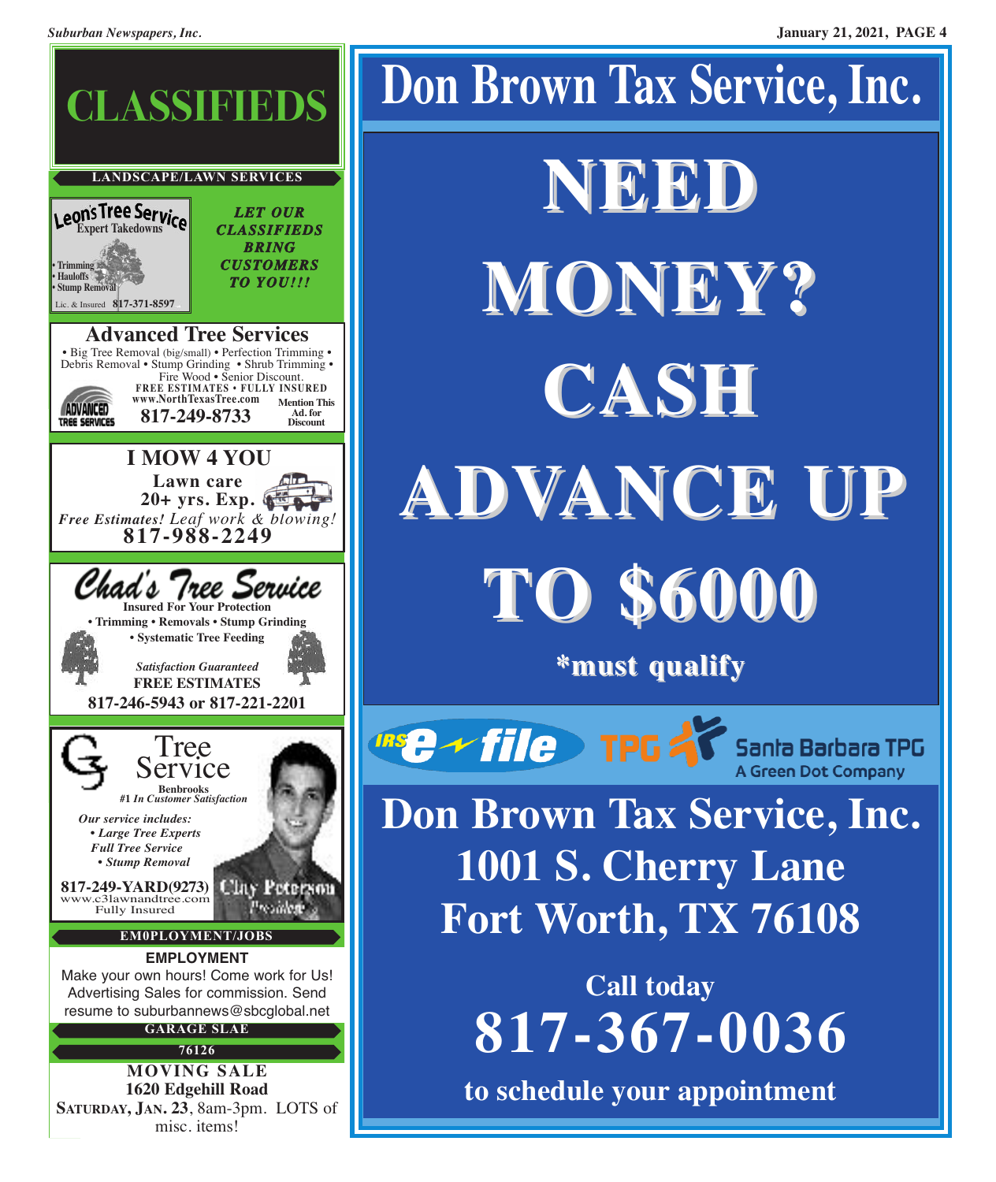# CLASSIFIEDS

## LANDSCAPE/LAWN SERVICES

**Leon's Tree Service**
Expert Takedowns

- Trimming
- Hauloffs
- Stump Removal

Lic. & Insured **817-371-8597**

***LET OUR CLASSIFIEDS BRING CUSTOMERS TO YOU!!!***

**Advanced Tree Services**

• Big Tree Removal (big/small) • Perfection Trimming • Debris Removal • Stump Grinding • Shrub Trimming • Fire Wood • Senior Discount.

**FREE ESTIMATES • FULLY INSURED**
**www.NorthTexasTree.com**
**817-249-8733**
**Mention This Ad. for Discount**

**I MOW 4 YOU**
**Lawn care**
**20+ yrs. Exp.**
*Free Estimates! Leaf work & blowing!*
**817-988-2249**

**Chad's Tree Service**
**Insured For Your Protection**
**• Trimming • Removals • Stump Grinding**
**• Systematic Tree Feeding**
***Satisfaction Guaranteed***
**FREE ESTIMATES**
**817-246-5943 or 817-221-2201**

**C3 Tree Service**
**Benbrooks**
***#1 In Customer Satisfaction***

***Our service includes:***
- *Large Tree Experts*
- *Full Tree Service*
- *Stump Removal*

**817-249-YARD(9273)**
www.c3lawnandtree.com
Fully Insured

Clay Peterson
President

## EM0PLOYMENT/JOBS

**EMPLOYMENT**
Make your own hours! Come work for Us! Advertising Sales for commission. Send resume to suburbannews@sbcglobal.net

## GARAGE SLAE

### 76126

**MOVING SALE**
**1620 Edgehill Road**
**Saturday, Jan. 23**, 8am-3pm. LOTS of misc. items!

# Don Brown Tax Service, Inc.

**NEED MONEY? CASH ADVANCE UP TO $6000**

***must qualify**

IRS e-file | TPG | Santa Barbara TPG A Green Dot Company

**Don Brown Tax Service, Inc.**
**1001 S. Cherry Lane**
**Fort Worth, TX 76108**

**Call today**
**817-367-0036**
**to schedule your appointment**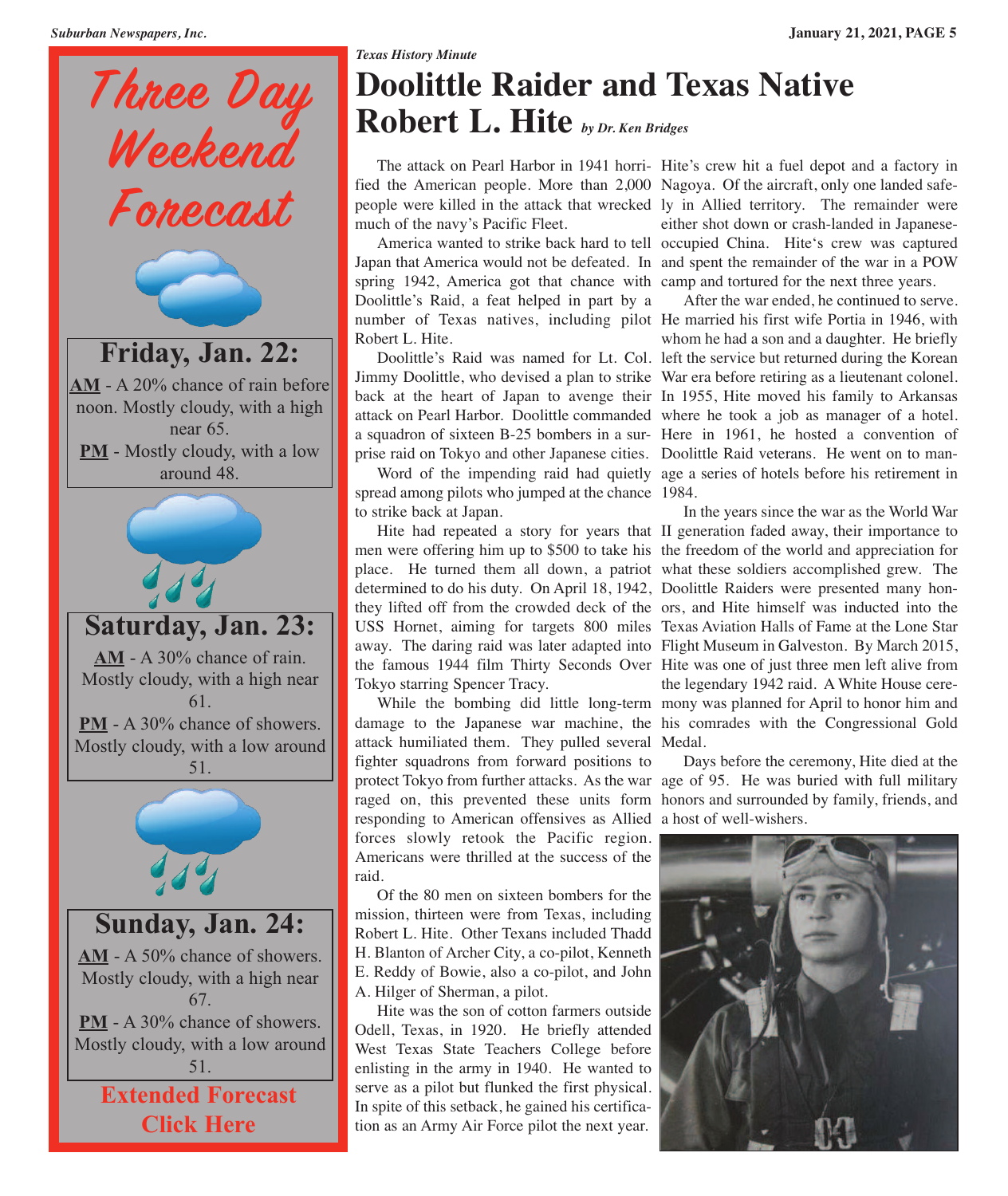# Three Day Weekend Forecast

## Friday, Jan. 22:

**AM** - A 20% chance of rain before noon. Mostly cloudy, with a high near 65.

**PM** - Mostly cloudy, with a low around 48.

## Saturday, Jan. 23:

**AM** - A 30% chance of rain. Mostly cloudy, with a high near 61.

**PM** - A 30% chance of showers. Mostly cloudy, with a low around 51.

## Sunday, Jan. 24:

**AM** - A 50% chance of showers. Mostly cloudy, with a high near 67.

**PM** - A 30% chance of showers. Mostly cloudy, with a low around 51.

**Extended Forecast Click Here**

*Texas History Minute*

# Doolittle Raider and Texas Native Robert L. Hite

*by Dr. Ken Bridges*

The attack on Pearl Harbor in 1941 horrified the American people. More than 2,000 people were killed in the attack that wrecked much of the navy's Pacific Fleet.

America wanted to strike back hard to tell Japan that America would not be defeated. In spring 1942, America got that chance with Doolittle's Raid, a feat helped in part by a number of Texas natives, including pilot Robert L. Hite.

Doolittle's Raid was named for Lt. Col. Jimmy Doolittle, who devised a plan to strike back at the heart of Japan to avenge their attack on Pearl Harbor. Doolittle commanded a squadron of sixteen B-25 bombers in a surprise raid on Tokyo and other Japanese cities.

Word of the impending raid had quietly spread among pilots who jumped at the chance to strike back at Japan.

Hite had repeated a story for years that men were offering him up to $500 to take his place. He turned them all down, a patriot determined to do his duty. On April 18, 1942, they lifted off from the crowded deck of the USS Hornet, aiming for targets 800 miles away. The daring raid was later adapted into the famous 1944 film Thirty Seconds Over Tokyo starring Spencer Tracy.

While the bombing did little long-term damage to the Japanese war machine, the attack humiliated them. They pulled several fighter squadrons from forward positions to protect Tokyo from further attacks. As the war raged on, this prevented these units form responding to American offensives as Allied forces slowly retook the Pacific region. Americans were thrilled at the success of the raid.

Of the 80 men on sixteen bombers for the mission, thirteen were from Texas, including Robert L. Hite. Other Texans included Thadd H. Blanton of Archer City, a co-pilot, Kenneth E. Reddy of Bowie, also a co-pilot, and John A. Hilger of Sherman, a pilot.

Hite was the son of cotton farmers outside Odell, Texas, in 1920. He briefly attended West Texas State Teachers College before enlisting in the army in 1940. He wanted to serve as a pilot but flunked the first physical. In spite of this setback, he gained his certification as an Army Air Force pilot the next year.

Hite's crew hit a fuel depot and a factory in Nagoya. Of the aircraft, only one landed safely in Allied territory. The remainder were either shot down or crash-landed in Japanese-occupied China. Hite's crew was captured and spent the remainder of the war in a POW camp and tortured for the next three years.

After the war ended, he continued to serve. He married his first wife Portia in 1946, with whom he had a son and a daughter. He briefly left the service but returned during the Korean War era before retiring as a lieutenant colonel. In 1955, Hite moved his family to Arkansas where he took a job as manager of a hotel. Here in 1961, he hosted a convention of Doolittle Raid veterans. He went on to manage a series of hotels before his retirement in 1984.

In the years since the war as the World War II generation faded away, their importance to the freedom of the world and appreciation for what these soldiers accomplished grew. The Doolittle Raiders were presented many honors, and Hite himself was inducted into the Texas Aviation Halls of Fame at the Lone Star Flight Museum in Galveston. By March 2015, Hite was one of just three men left alive from the legendary 1942 raid. A White House ceremony was planned for April to honor him and his comrades with the Congressional Gold Medal.

Days before the ceremony, Hite died at the age of 95. He was buried with full military honors and surrounded by family, friends, and a host of well-wishers.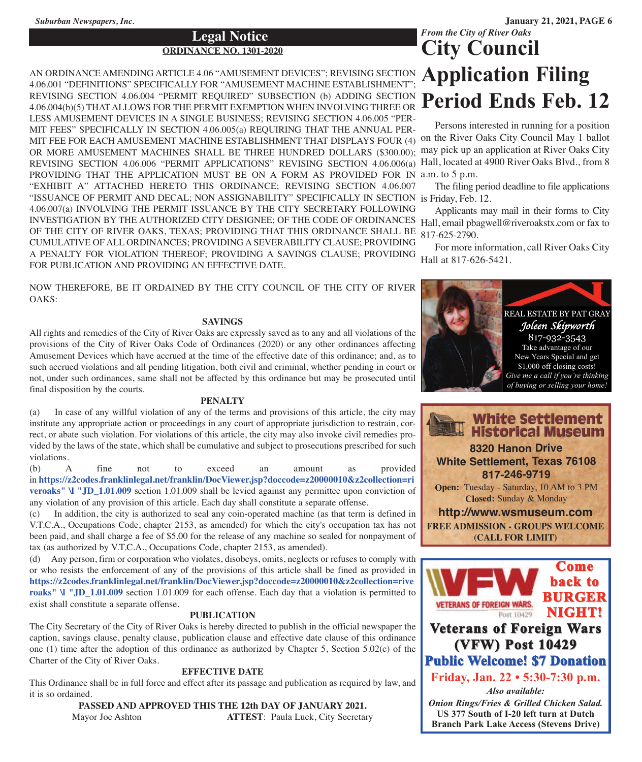## Legal Notice

**ORDINANCE NO. 1301-2020**

AN ORDINANCE AMENDING ARTICLE 4.06 "AMUSEMENT DEVICES"; REVISING SECTION 4.06.001 "DEFINITIONS" SPECIFICALLY FOR "AMUSEMENT MACHINE ESTABLISHMENT"; REVISING SECTION 4.06.004 "PERMIT REQUIRED" SUBSECTION (b) ADDING SECTION 4.06.004(b)(5) THAT ALLOWS FOR THE PERMIT EXEMPTION WHEN INVOLVING THREE OR LESS AMUSEMENT DEVICES IN A SINGLE BUSINESS; REVISING SECTION 4.06.005 "PERMIT FEES" SPECIFICALLY IN SECTION 4.06.005(a) REQUIRING THAT THE ANNUAL PERMIT FEE FOR EACH AMUSEMENT MACHINE ESTABLISHMENT THAT DISPLAYS FOUR (4) OR MORE AMUSEMENT MACHINES SHALL BE THREE HUNDRED DOLLARS ($300.00); REVISING SECTION 4.06.006 "PERMIT APPLICATIONS" REVISING SECTION 4.06.006(a) PROVIDING THAT THE APPLICATION MUST BE ON A FORM AS PROVIDED FOR IN "EXHIBIT A" ATTACHED HERETO THIS ORDINANCE; REVISING SECTION 4.06.007 "ISSUANCE OF PERMIT AND DECAL; NON ASSIGNABILITY" SPECIFICALLY IN SECTION 4.06.007(a) INVOLVING THE PERMIT ISSUANCE BY THE CITY SECRETARY FOLLOWING INVESTIGATION BY THE AUTHORIZED CITY DESIGNEE; OF THE CODE OF ORDINANCES OF THE CITY OF RIVER OAKS, TEXAS; PROVIDING THAT THIS ORDINANCE SHALL BE CUMULATIVE OF ALL ORDINANCES; PROVIDING A SEVERABILITY CLAUSE; PROVIDING A PENALTY FOR VIOLATION THEREOF; PROVIDING A SAVINGS CLAUSE; PROVIDING FOR PUBLICATION AND PROVIDING AN EFFECTIVE DATE.

NOW THEREFORE, BE IT ORDAINED BY THE CITY COUNCIL OF THE CITY OF RIVER OAKS:

**SAVINGS**

All rights and remedies of the City of River Oaks are expressly saved as to any and all violations of the provisions of the City of River Oaks Code of Ordinances (2020) or any other ordinances affecting Amusement Devices which have accrued at the time of the effective date of this ordinance; and, as to such accrued violations and all pending litigation, both civil and criminal, whether pending in court or not, under such ordinances, same shall not be affected by this ordinance but may be prosecuted until final disposition by the courts.

**PENALTY**

(a) In case of any willful violation of any of the terms and provisions of this article, the city may institute any appropriate action or proceedings in any court of appropriate jurisdiction to restrain, correct, or abate such violation. For violations of this article, the city may also invoke civil remedies provided by the laws of the state, which shall be cumulative and subject to prosecutions prescribed for such violations.

(b) A fine not to exceed an amount as provided in **https://z2codes.franklinlegal.net/franklin/DocViewer.jsp?doccode=z20000010&z2collection=riveroaks" \l "JD_1.01.009** section 1.01.009 shall be levied against any permittee upon conviction of any violation of any provision of this article. Each day shall constitute a separate offense.

(c) In addition, the city is authorized to seal any coin-operated machine (as that term is defined in V.T.C.A., Occupations Code, chapter 2153, as amended) for which the city's occupation tax has not been paid, and shall charge a fee of $5.00 for the release of any machine so sealed for nonpayment of tax (as authorized by V.T.C.A., Occupations Code, chapter 2153, as amended).

(d) Any person, firm or corporation who violates, disobeys, omits, neglects or refuses to comply with or who resists the enforcement of any of the provisions of this article shall be fined as provided in **https://z2codes.franklinlegal.net/franklin/DocViewer.jsp?doccode=z20000010&z2collection=riveroaks" \l "JD_1.01.009** section 1.01.009 for each offense. Each day that a violation is permitted to exist shall constitute a separate offense.

**PUBLICATION**

The City Secretary of the City of River Oaks is hereby directed to publish in the official newspaper the caption, savings clause, penalty clause, publication clause and effective date clause of this ordinance one (1) time after the adoption of this ordinance as authorized by Chapter 5, Section 5.02(c) of the Charter of the City of River Oaks.

**EFFECTIVE DATE**

This Ordinance shall be in full force and effect after its passage and publication as required by law, and it is so ordained.

**PASSED AND APPROVED THIS THE 12th DAY OF JANUARY 2021.**

Mayor Joe Ashton **ATTEST**: Paula Luck, City Secretary

*From the City of River Oaks*

# City Council Application Filing Period Ends Feb. 12

Persons interested in running for a position on the River Oaks City Council May 1 ballot may pick up an application at River Oaks City Hall, located at 4900 River Oaks Blvd., from 8 a.m. to 5 p.m.

The filing period deadline to file applications is Friday, Feb. 12.

Applicants may mail in their forms to City Hall, email pbagwell@riveroakstx.com or fax to 817-625-2790.

For more information, call River Oaks City Hall at 817-626-5421.

REAL ESTATE BY PAT GRAY
*Joleen Skipworth*
817-932-3543
Take advantage of our New Years Special and get $1,000 off closing costs!
*Give me a call if you're thinking of buying or selling your home!*

**White Settlement Historical Museum**
**8320 Hanon Drive**
**White Settlement, Texas 76108**
**817-246-9719**
**Open:** Tuesday - Saturday, 10 AM to 3 PM
**Closed:** Sunday & Monday
**http://www.wsmuseum.com**
**FREE ADMISSION - GROUPS WELCOME (CALL FOR LIMIT)**

VFW VETERANS OF FOREIGN WARS. Post 10429
**Come back to BURGER NIGHT!**
**Veterans of Foreign Wars (VFW) Post 10429**
**Public Welcome! $7 Donation**
**Friday, Jan. 22 • 5:30-7:30 p.m.**
*Also available:*
***Onion Rings/Fries & Grilled Chicken Salad.***
**US 377 South of I-20 left turn at Dutch Branch Park Lake Access (Stevens Drive)**